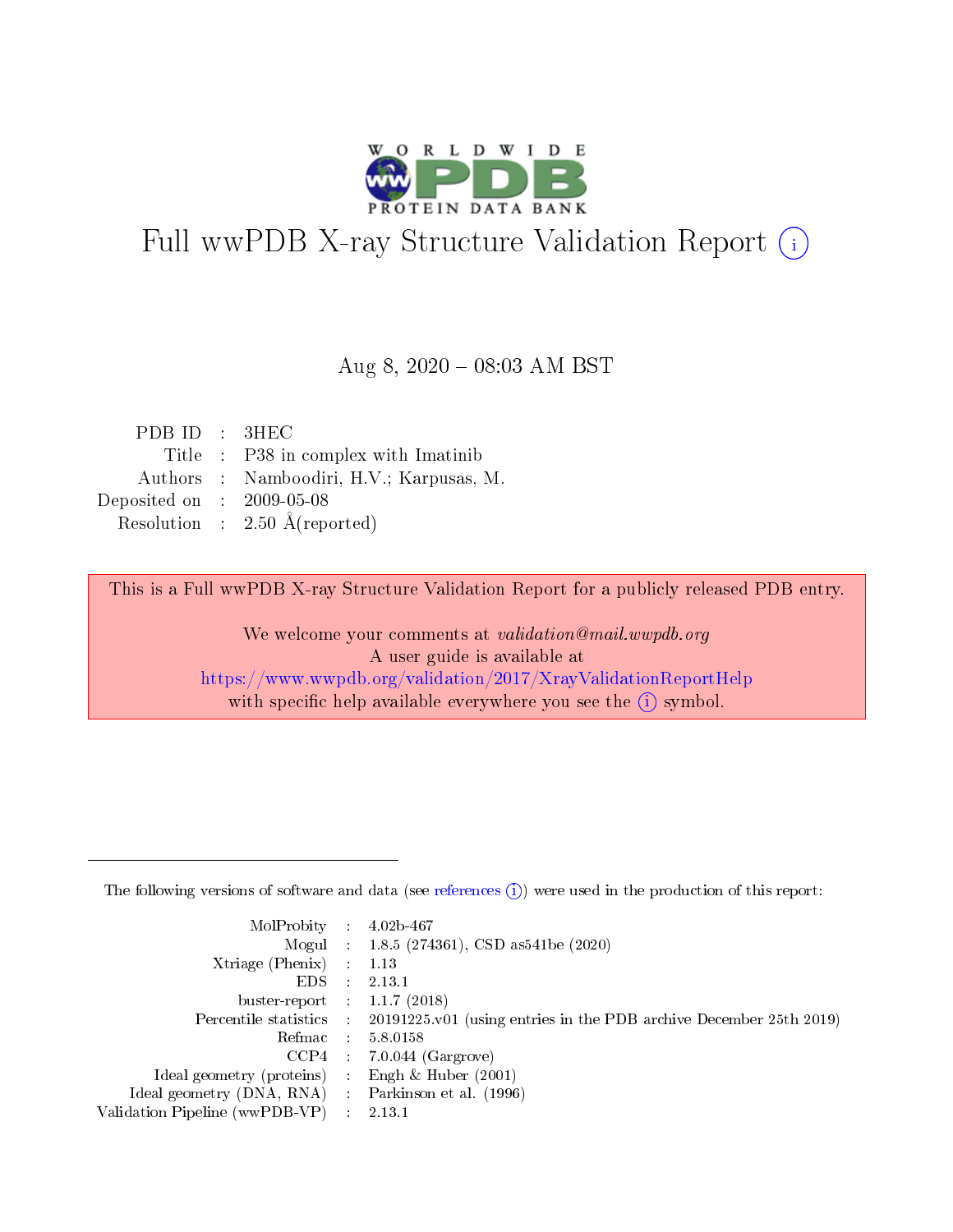# Full wwPDB X-ray Structure Validation Report

Aug 8, 2020 – 08:03 AM BST

| | | |
|---|---|---|
| PDB ID | : | 3HEC |
| Title | : | P38 in complex with Imatinib |
| Authors | : | Namboodiri, H.V.; Karpusas, M. |
| Deposited on | : | 2009-05-08 |
| Resolution | : | 2.50 Å(reported) |

This is a Full wwPDB X-ray Structure Validation Report for a publicly released PDB entry.

We welcome your comments at *validation@mail.wwpdb.org*
A user guide is available at
https://www.wwpdb.org/validation/2017/XrayValidationReportHelp
with specific help available everywhere you see the (i) symbol.

---

The following versions of software and data (see references (i)) were used in the production of this report:

| | | |
|---|---|---|
| MolProbity | : | 4.02b-467 |
| Mogul | : | 1.8.5 (274361), CSD as541be (2020) |
| Xtriage (Phenix) | : | 1.13 |
| EDS | : | 2.13.1 |
| buster-report | : | 1.1.7 (2018) |
| Percentile statistics | : | 20191225.v01 (using entries in the PDB archive December 25th 2019) |
| Refmac | : | 5.8.0158 |
| CCP4 | : | 7.0.044 (Gargrove) |
| Ideal geometry (proteins) | : | Engh & Huber (2001) |
| Ideal geometry (DNA, RNA) | : | Parkinson et al. (1996) |
| Validation Pipeline (wwPDB-VP) | : | 2.13.1 |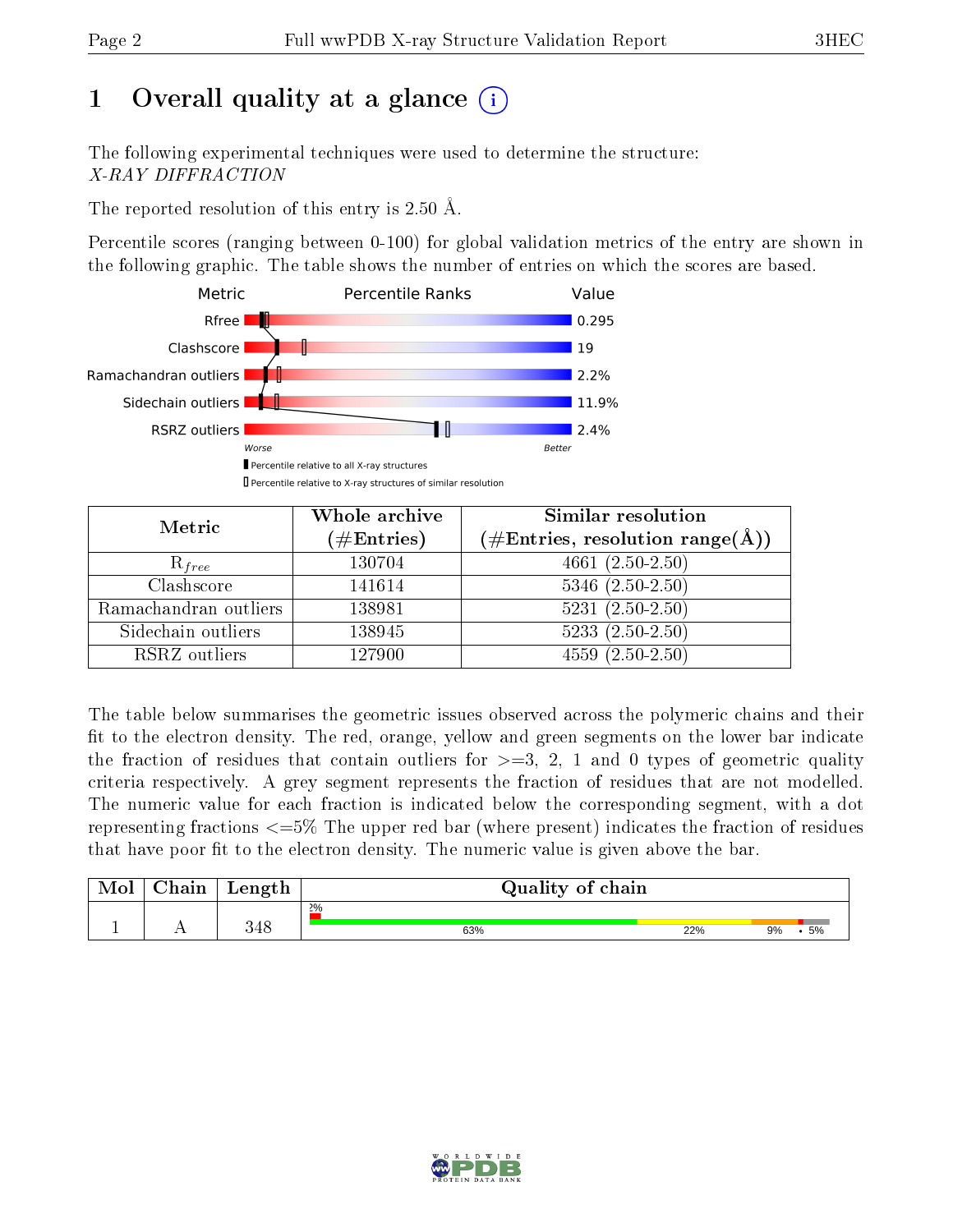# 1 Overall quality at a glance (i)

The following experimental techniques were used to determine the structure:
*X-RAY DIFFRACTION*

The reported resolution of this entry is 2.50 Å.

Percentile scores (ranging between 0-100) for global validation metrics of the entry are shown in the following graphic. The table shows the number of entries on which the scores are based.

| Metric | Value |
|---|---|
| Rfree | 0.295 |
| Clashscore | 19 |
| Ramachandran outliers | 2.2% |
| Sidechain outliers | 11.9% |
| RSRZ outliers | 2.4% |

Worse — Better

▮ Percentile relative to all X-ray structures
▯ Percentile relative to X-ray structures of similar resolution

| Metric | Whole archive (#Entries) | Similar resolution (#Entries, resolution range(Å)) |
|---|---|---|
| $R_{free}$ | 130704 | 4661 (2.50-2.50) |
| Clashscore | 141614 | 5346 (2.50-2.50) |
| Ramachandran outliers | 138981 | 5231 (2.50-2.50) |
| Sidechain outliers | 138945 | 5233 (2.50-2.50) |
| RSRZ outliers | 127900 | 4559 (2.50-2.50) |

The table below summarises the geometric issues observed across the polymeric chains and their fit to the electron density. The red, orange, yellow and green segments on the lower bar indicate the fraction of residues that contain outliers for >=3, 2, 1 and 0 types of geometric quality criteria respectively. A grey segment represents the fraction of residues that are not modelled. The numeric value for each fraction is indicated below the corresponding segment, with a dot representing fractions <=5% The upper red bar (where present) indicates the fraction of residues that have poor fit to the electron density. The numeric value is given above the bar.

| Mol | Chain | Length | Quality of chain |
|---|---|---|---|
| 1 | A | 348 | 2% (poor fit); 63% / 22% / 9% / • / 5% |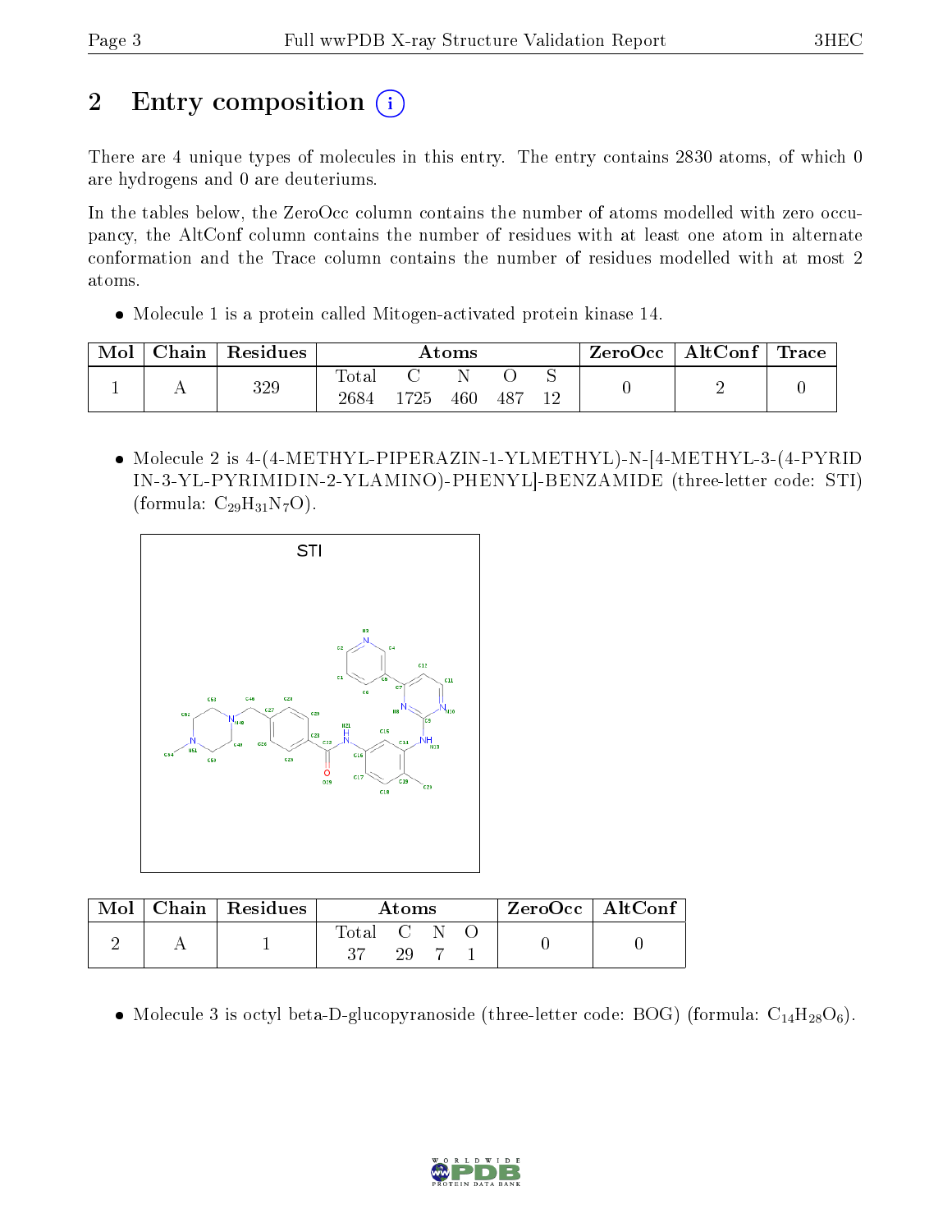# 2 Entry composition

There are 4 unique types of molecules in this entry. The entry contains 2830 atoms, of which 0 are hydrogens and 0 are deuteriums.

In the tables below, the ZeroOcc column contains the number of atoms modelled with zero occupancy, the AltConf column contains the number of residues with at least one atom in alternate conformation and the Trace column contains the number of residues modelled with at most 2 atoms.

- Molecule 1 is a protein called Mitogen-activated protein kinase 14.

| Mol | Chain | Residues | Atoms | | | | | ZeroOcc | AltConf | Trace |
|---|---|---|---|---|---|---|---|---|---|---|
| | | | Total | C | N | O | S | | | |
| 1 | A | 329 | 2684 | 1725 | 460 | 487 | 12 | 0 | 2 | 0 |

- Molecule 2 is 4-(4-METHYL-PIPERAZIN-1-YLMETHYL)-N-[4-METHYL-3-(4-PYRIDIN-3-YL-PYRIMIDIN-2-YLAMINO)-PHENYL]-BENZAMIDE (three-letter code: STI) (formula: $C_{29}H_{31}N_7O$).

| Mol | Chain | Residues | Atoms | | | | ZeroOcc | AltConf |
|---|---|---|---|---|---|---|---|---|
| | | | Total | C | N | O | | |
| 2 | A | 1 | 37 | 29 | 7 | 1 | 0 | 0 |

- Molecule 3 is octyl beta-D-glucopyranoside (three-letter code: BOG) (formula: $C_{14}H_{28}O_6$).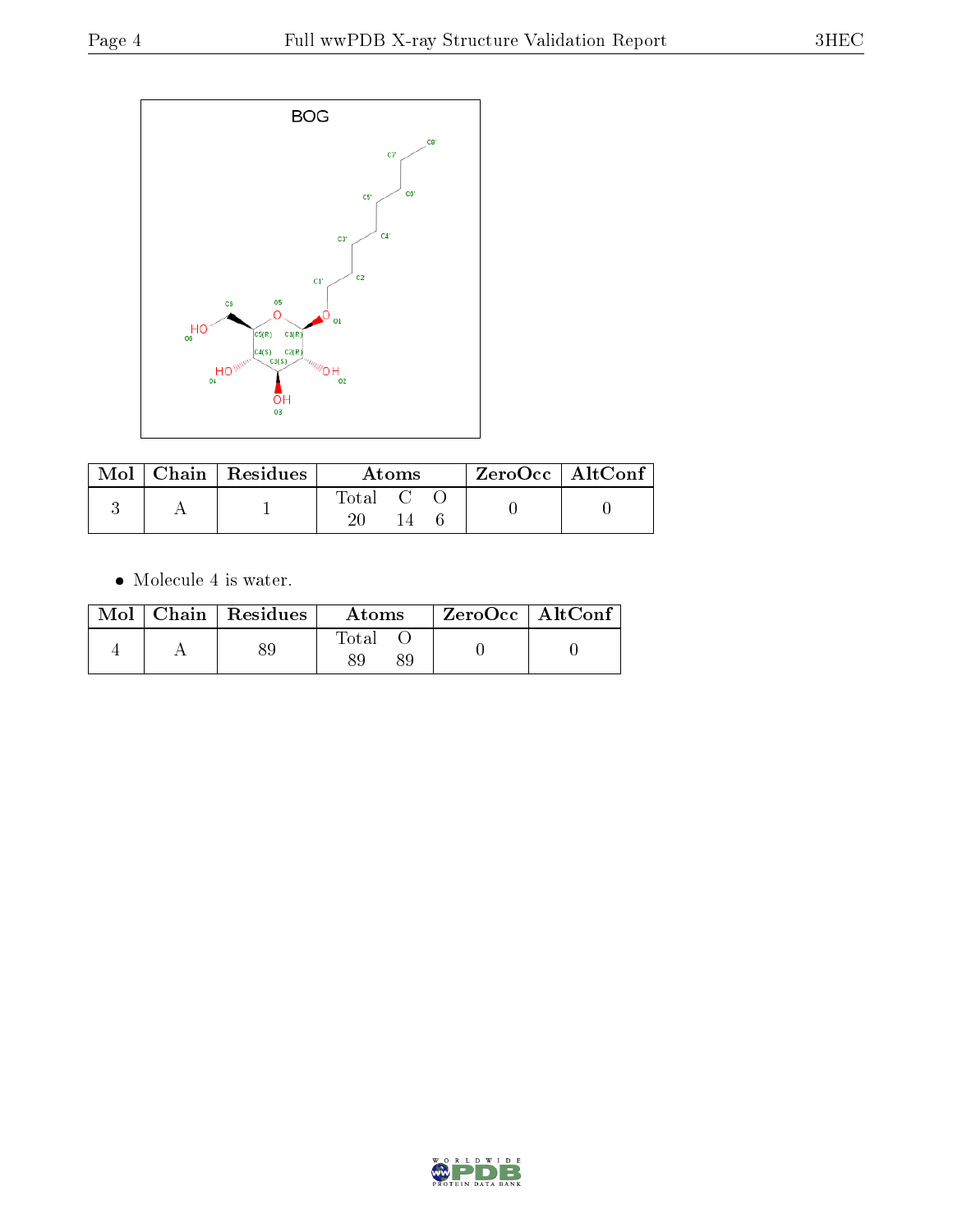| Mol | Chain | Residues | Atoms | | | ZeroOcc | AltConf |
|---|---|---|---|---|---|---|---|
| | | | Total | C | O | | |
| 3 | A | 1 | 20 | 14 | 6 | 0 | 0 |

- Molecule 4 is water.

| Mol | Chain | Residues | Atoms | | ZeroOcc | AltConf |
|---|---|---|---|---|---|---|
| | | | Total | O | | |
| 4 | A | 89 | 89 | 89 | 0 | 0 |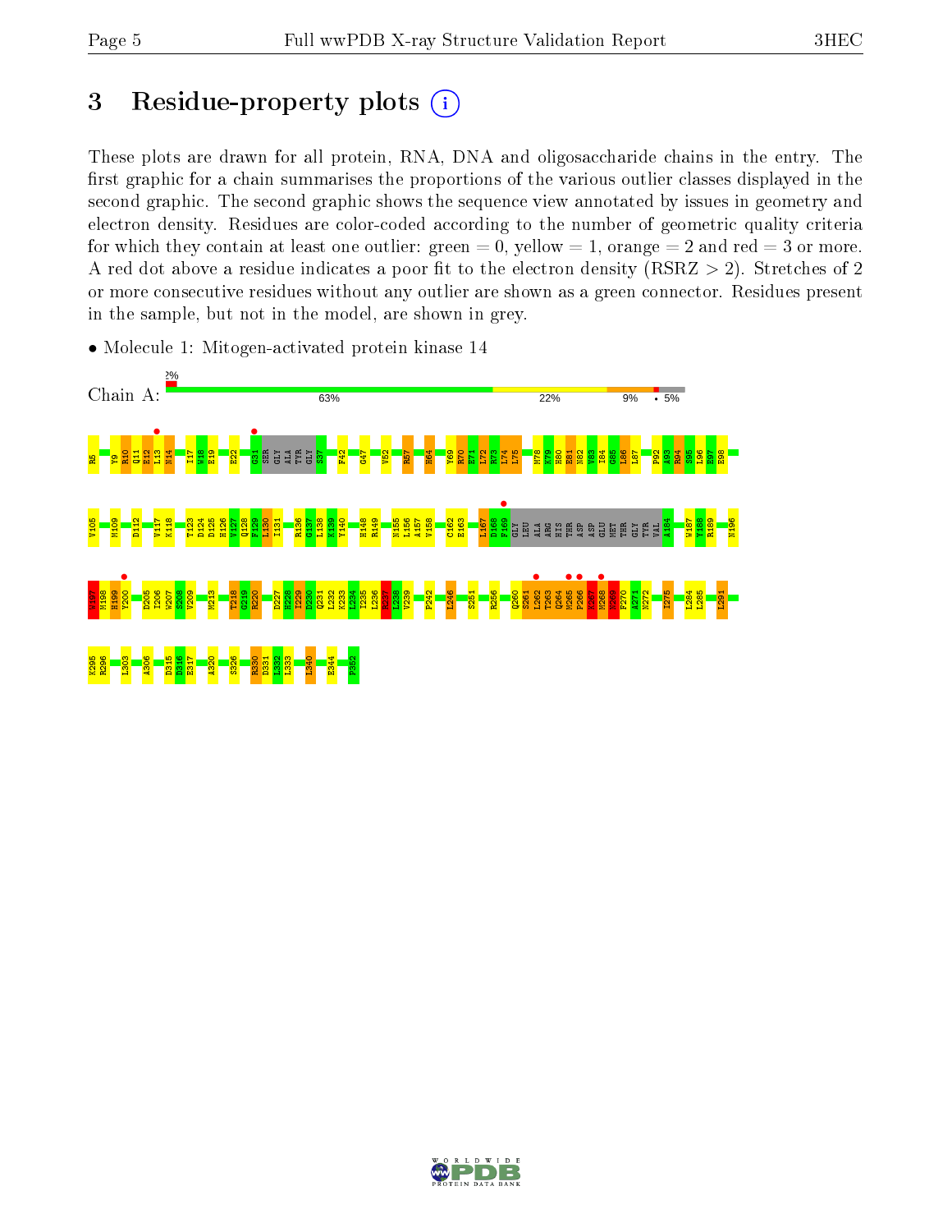## 3 Residue-property plots

These plots are drawn for all protein, RNA, DNA and oligosaccharide chains in the entry. The first graphic for a chain summarises the proportions of the various outlier classes displayed in the second graphic. The second graphic shows the sequence view annotated by issues in geometry and electron density. Residues are color-coded according to the number of geometric quality criteria for which they contain at least one outlier: green = 0, yellow = 1, orange = 2 and red = 3 or more. A red dot above a residue indicates a poor fit to the electron density (RSRZ > 2). Stretches of 2 or more consecutive residues without any outlier are shown as a green connector. Residues present in the sample, but not in the model, are shown in grey.

- Molecule 1: Mitogen-activated protein kinase 14

Chain A: 2% | 63% | 22% | 9% | • | 5%

R5 Y9 R10 Q11 E12 L13 N14 I17 W18 E19 E22 G31 SER GLY ALA TYR GLY S37 F42 G47 V52 R57 H64 Y69 R70 K71 L72 R73 L74 L75 M78 K79 H80 E81 N82 V83 I84 G85 L86 L87 P92 A93 R94 S95 L96 E97 E98 V105 M109 D112 V117 K118 T123 D124 D125 H126 V127 Q128 F129 L130 I131 R136 G137 L138 K139 Y140 H148 R149 N155 L156 A157 V158 C162 E163 L167 D168 F169 GLY LEU ALA ARG HIS THR ASP ASP GLU MET THR GLY TYR VAL A184 W187 Y188 R189 N196 W197 M198 H199 Y200 D205 I206 W207 S208 V209 M213 T218 G219 R220 D227 K228 T229 D230 Q231 L232 K233 L234 I235 L236 R237 L238 V239 F242 L246 S251 R256 Q260 S261 L262 T263 Q264 M265 P266 K267 M268 N269 F270 A271 N272 I275 L284 L285 L291 K295 R296 L303 A306 D315 D316 E317 A320 S326 R330 D331 L332 L333 L340 E344 F352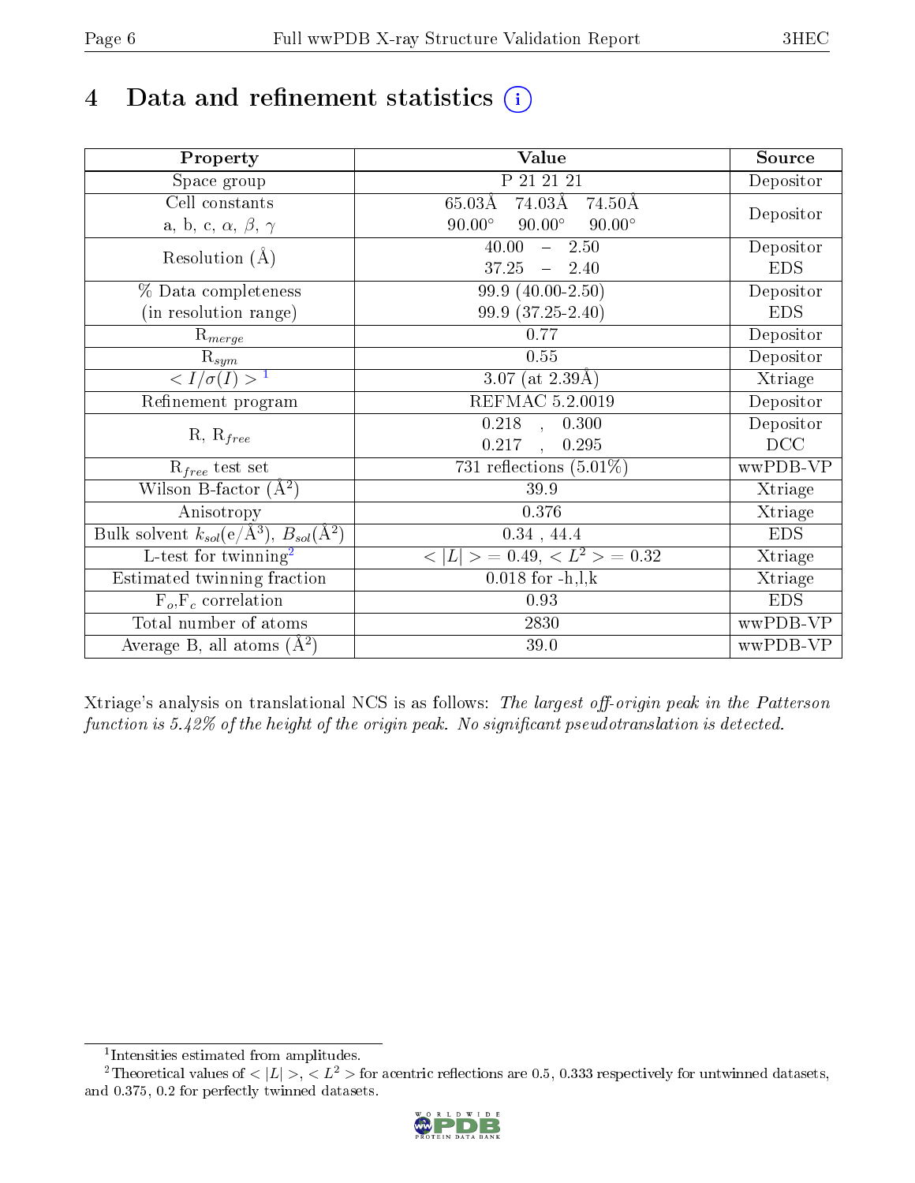# 4 Data and refinement statistics (i)

| Property | Value | Source |
|---|---|---|
| Space group | P 21 21 21 | Depositor |
| Cell constants<br>a, b, c, $\alpha$, $\beta$, $\gamma$ | 65.03Å 74.03Å 74.50Å<br>90.00° 90.00° 90.00° | Depositor |
| Resolution (Å) | 40.00 – 2.50<br>37.25 – 2.40 | Depositor<br>EDS |
| % Data completeness<br>(in resolution range) | 99.9 (40.00-2.50)<br>99.9 (37.25-2.40) | Depositor<br>EDS |
| $R_{merge}$ | 0.77 | Depositor |
| $R_{sym}$ | 0.55 | Depositor |
| $< I/\sigma(I) >$ [1] | 3.07 (at 2.39Å) | Xtriage |
| Refinement program | REFMAC 5.2.0019 | Depositor |
| R, $R_{free}$ | 0.218 , 0.300<br>0.217 , 0.295 | Depositor<br>DCC |
| $R_{free}$ test set | 731 reflections (5.01%) | wwPDB-VP |
| Wilson B-factor (Å$^2$) | 39.9 | Xtriage |
| Anisotropy | 0.376 | Xtriage |
| Bulk solvent $k_{sol}$(e/Å$^3$), $B_{sol}$(Å$^2$) | 0.34 , 44.4 | EDS |
| L-test for twinning[2] | $< \|L\| >$ = 0.49, $< L^2 >$ = 0.32 | Xtriage |
| Estimated twinning fraction | 0.018 for -h,l,k | Xtriage |
| $F_o$,$F_c$ correlation | 0.93 | EDS |
| Total number of atoms | 2830 | wwPDB-VP |
| Average B, all atoms (Å$^2$) | 39.0 | wwPDB-VP |

Xtriage's analysis on translational NCS is as follows: *The largest off-origin peak in the Patterson function is 5.42% of the height of the origin peak. No significant pseudotranslation is detected.*

[1] Intensities estimated from amplitudes.

[2] Theoretical values of $< |L| >$, $< L^2 >$ for acentric reflections are 0.5, 0.333 respectively for untwinned datasets, and 0.375, 0.2 for perfectly twinned datasets.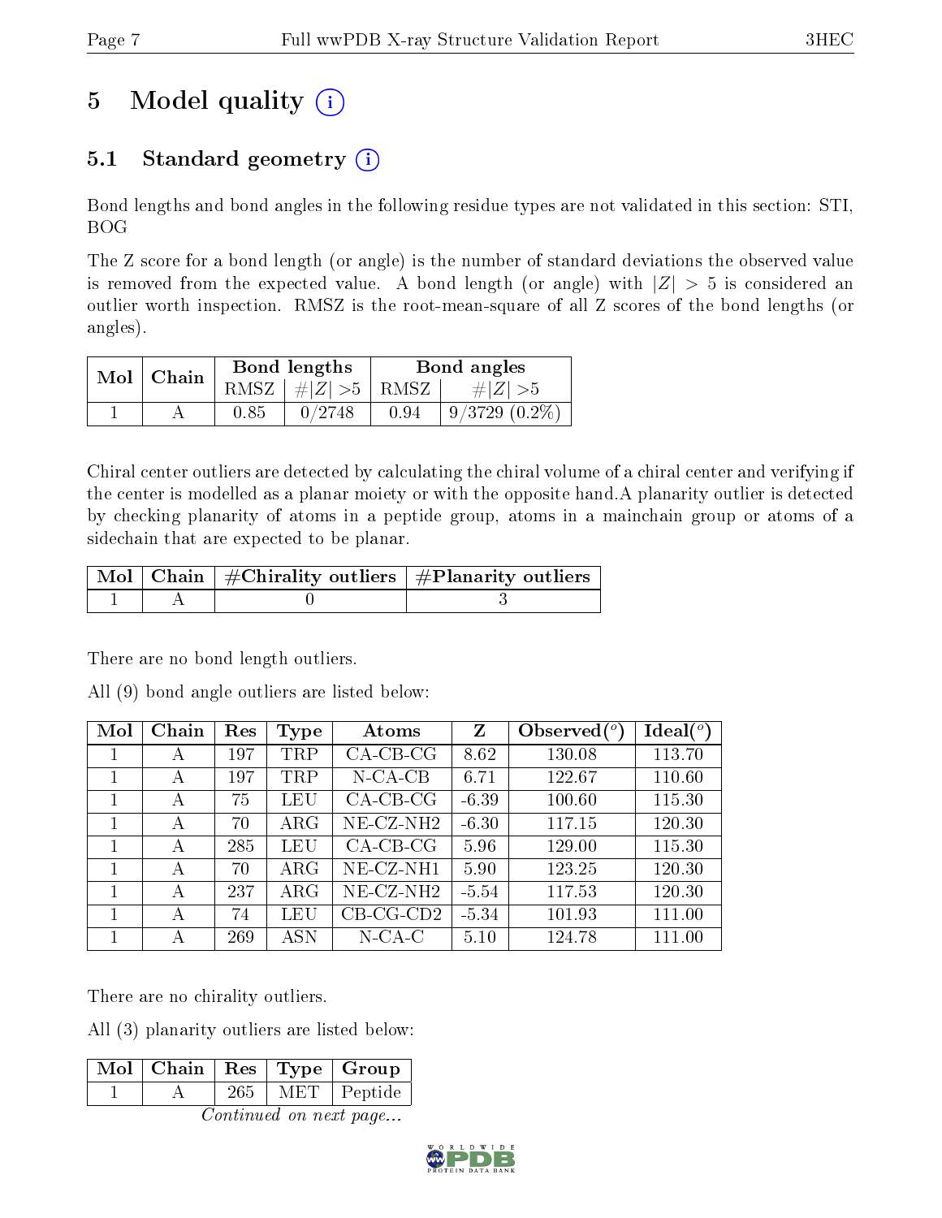# 5 Model quality

## 5.1 Standard geometry

Bond lengths and bond angles in the following residue types are not validated in this section: STI, BOG

The Z score for a bond length (or angle) is the number of standard deviations the observed value is removed from the expected value. A bond length (or angle) with $|Z| > 5$ is considered an outlier worth inspection. RMSZ is the root-mean-square of all Z scores of the bond lengths (or angles).

| Mol | Chain | Bond lengths | | Bond angles | |
|---|---|---|---|---|---|
| | | RMSZ | #$\|Z\|$ >5 | RMSZ | #$\|Z\|$ >5 |
| 1 | A | 0.85 | 0/2748 | 0.94 | 9/3729 (0.2%) |

Chiral center outliers are detected by calculating the chiral volume of a chiral center and verifying if the center is modelled as a planar moiety or with the opposite hand.A planarity outlier is detected by checking planarity of atoms in a peptide group, atoms in a mainchain group or atoms of a sidechain that are expected to be planar.

| Mol | Chain | #Chirality outliers | #Planarity outliers |
|---|---|---|---|
| 1 | A | 0 | 3 |

There are no bond length outliers.

All (9) bond angle outliers are listed below:

| Mol | Chain | Res | Type | Atoms | Z | Observed(°) | Ideal(°) |
|---|---|---|---|---|---|---|---|
| 1 | A | 197 | TRP | CA-CB-CG | 8.62 | 130.08 | 113.70 |
| 1 | A | 197 | TRP | N-CA-CB | 6.71 | 122.67 | 110.60 |
| 1 | A | 75 | LEU | CA-CB-CG | -6.39 | 100.60 | 115.30 |
| 1 | A | 70 | ARG | NE-CZ-NH2 | -6.30 | 117.15 | 120.30 |
| 1 | A | 285 | LEU | CA-CB-CG | 5.96 | 129.00 | 115.30 |
| 1 | A | 70 | ARG | NE-CZ-NH1 | 5.90 | 123.25 | 120.30 |
| 1 | A | 237 | ARG | NE-CZ-NH2 | -5.54 | 117.53 | 120.30 |
| 1 | A | 74 | LEU | CB-CG-CD2 | -5.34 | 101.93 | 111.00 |
| 1 | A | 269 | ASN | N-CA-C | 5.10 | 124.78 | 111.00 |

There are no chirality outliers.

All (3) planarity outliers are listed below:

| Mol | Chain | Res | Type | Group |
|---|---|---|---|---|
| 1 | A | 265 | MET | Peptide |

*Continued on next page...*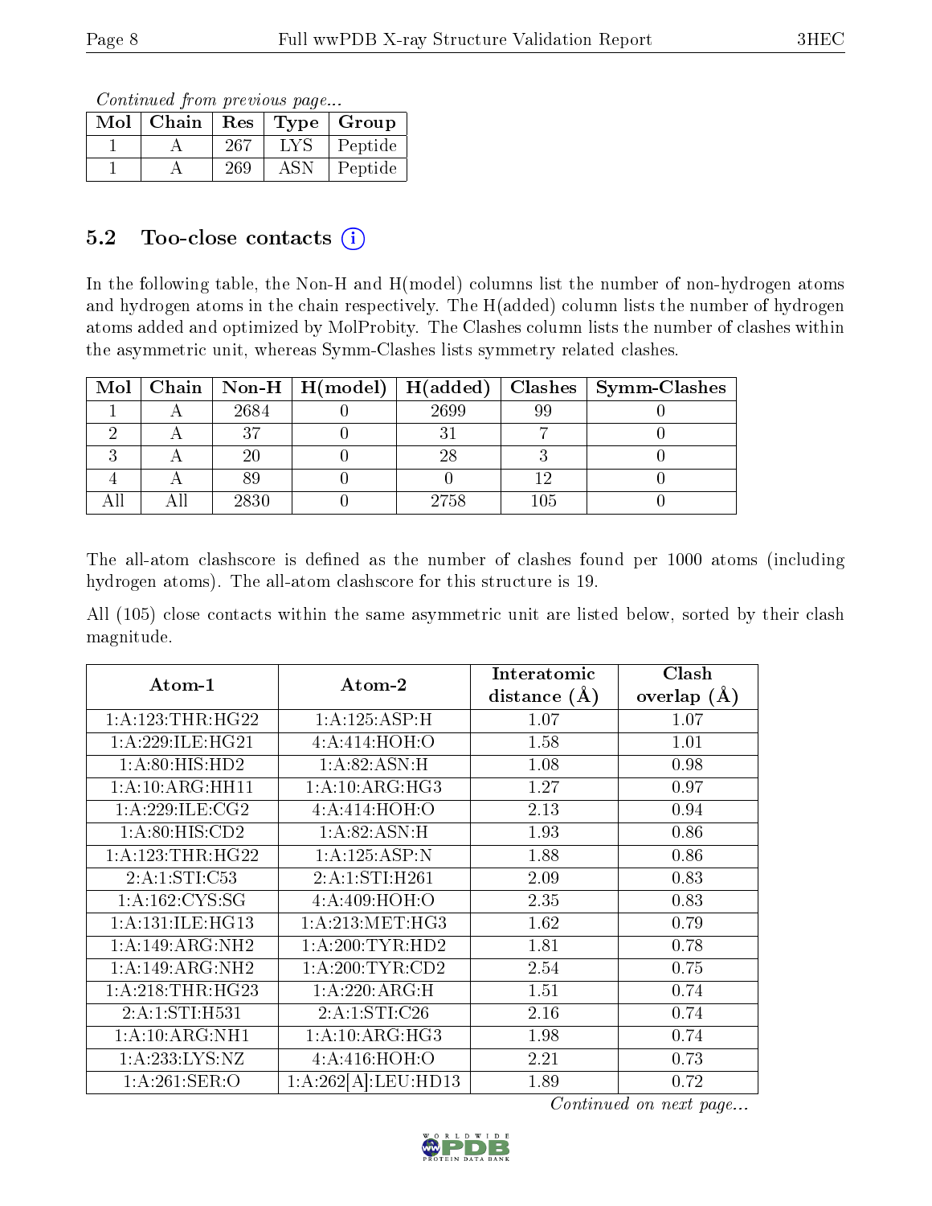*Continued from previous page...*

| Mol | Chain | Res | Type | Group |
|---|---|---|---|---|
| 1 | A | 267 | LYS | Peptide |
| 1 | A | 269 | ASN | Peptide |

## 5.2 Too-close contacts (i)

In the following table, the Non-H and H(model) columns list the number of non-hydrogen atoms and hydrogen atoms in the chain respectively. The H(added) column lists the number of hydrogen atoms added and optimized by MolProbity. The Clashes column lists the number of clashes within the asymmetric unit, whereas Symm-Clashes lists symmetry related clashes.

| Mol | Chain | Non-H | H(model) | H(added) | Clashes | Symm-Clashes |
|---|---|---|---|---|---|---|
| 1 | A | 2684 | 0 | 2699 | 99 | 0 |
| 2 | A | 37 | 0 | 31 | 7 | 0 |
| 3 | A | 20 | 0 | 28 | 3 | 0 |
| 4 | A | 89 | 0 | 0 | 12 | 0 |
| All | All | 2830 | 0 | 2758 | 105 | 0 |

The all-atom clashscore is defined as the number of clashes found per 1000 atoms (including hydrogen atoms). The all-atom clashscore for this structure is 19.

All (105) close contacts within the same asymmetric unit are listed below, sorted by their clash magnitude.

| Atom-1 | Atom-2 | Interatomic distance (Å) | Clash overlap (Å) |
|---|---|---|---|
| 1:A:123:THR:HG22 | 1:A:125:ASP:H | 1.07 | 1.07 |
| 1:A:229:ILE:HG21 | 4:A:414:HOH:O | 1.58 | 1.01 |
| 1:A:80:HIS:HD2 | 1:A:82:ASN:H | 1.08 | 0.98 |
| 1:A:10:ARG:HH11 | 1:A:10:ARG:HG3 | 1.27 | 0.97 |
| 1:A:229:ILE:CG2 | 4:A:414:HOH:O | 2.13 | 0.94 |
| 1:A:80:HIS:CD2 | 1:A:82:ASN:H | 1.93 | 0.86 |
| 1:A:123:THR:HG22 | 1:A:125:ASP:N | 1.88 | 0.86 |
| 2:A:1:STI:C53 | 2:A:1:STI:H261 | 2.09 | 0.83 |
| 1:A:162:CYS:SG | 4:A:409:HOH:O | 2.35 | 0.83 |
| 1:A:131:ILE:HG13 | 1:A:213:MET:HG3 | 1.62 | 0.79 |
| 1:A:149:ARG:NH2 | 1:A:200:TYR:HD2 | 1.81 | 0.78 |
| 1:A:149:ARG:NH2 | 1:A:200:TYR:CD2 | 2.54 | 0.75 |
| 1:A:218:THR:HG23 | 1:A:220:ARG:H | 1.51 | 0.74 |
| 2:A:1:STI:H531 | 2:A:1:STI:C26 | 2.16 | 0.74 |
| 1:A:10:ARG:NH1 | 1:A:10:ARG:HG3 | 1.98 | 0.74 |
| 1:A:233:LYS:NZ | 4:A:416:HOH:O | 2.21 | 0.73 |
| 1:A:261:SER:O | 1:A:262[A]:LEU:HD13 | 1.89 | 0.72 |

*Continued on next page...*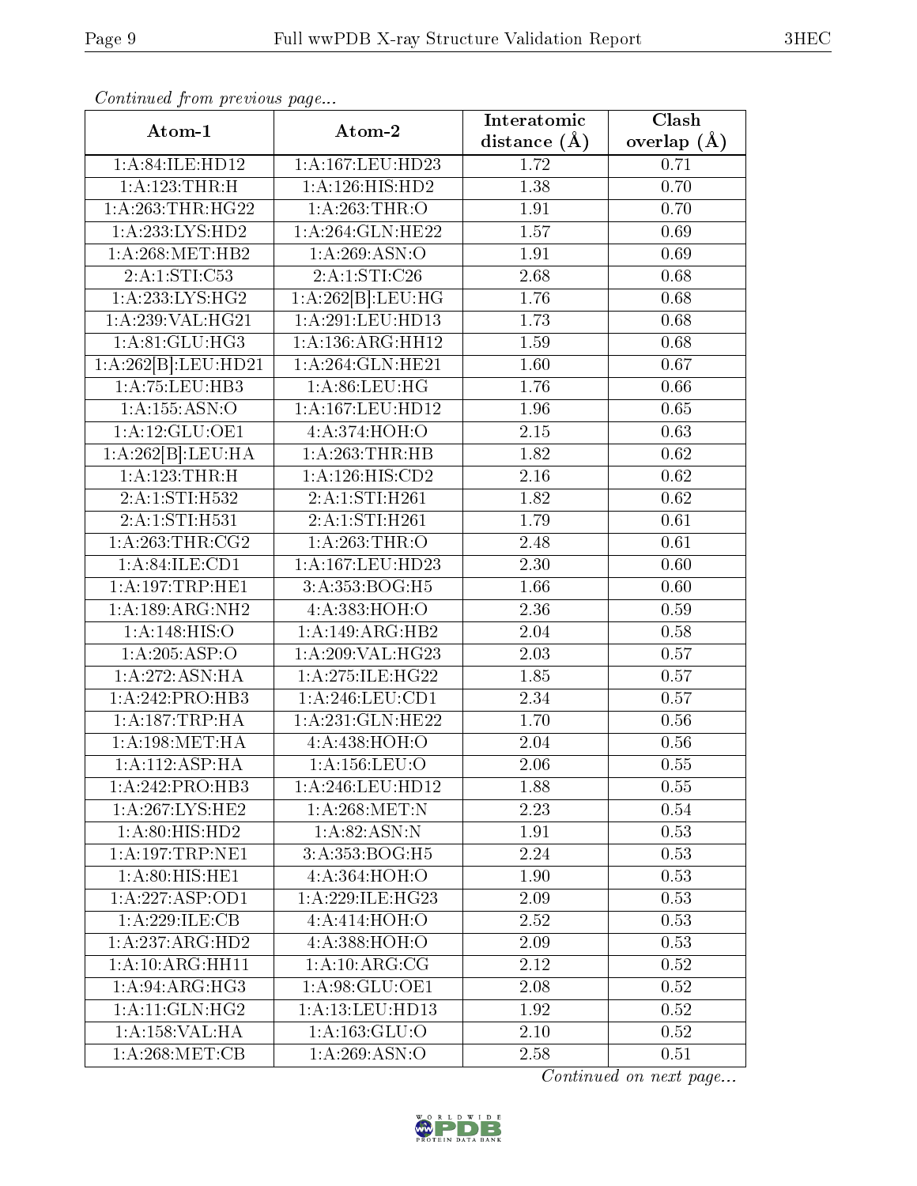*Continued from previous page...*

| Atom-1 | Atom-2 | Interatomic distance (Å) | Clash overlap (Å) |
|---|---|---|---|
| 1:A:84:ILE:HD12 | 1:A:167:LEU:HD23 | 1.72 | 0.71 |
| 1:A:123:THR:H | 1:A:126:HIS:HD2 | 1.38 | 0.70 |
| 1:A:263:THR:HG22 | 1:A:263:THR:O | 1.91 | 0.70 |
| 1:A:233:LYS:HD2 | 1:A:264:GLN:HE22 | 1.57 | 0.69 |
| 1:A:268:MET:HB2 | 1:A:269:ASN:O | 1.91 | 0.69 |
| 2:A:1:STI:C53 | 2:A:1:STI:C26 | 2.68 | 0.68 |
| 1:A:233:LYS:HG2 | 1:A:262[B]:LEU:HG | 1.76 | 0.68 |
| 1:A:239:VAL:HG21 | 1:A:291:LEU:HD13 | 1.73 | 0.68 |
| 1:A:81:GLU:HG3 | 1:A:136:ARG:HH12 | 1.59 | 0.68 |
| 1:A:262[B]:LEU:HD21 | 1:A:264:GLN:HE21 | 1.60 | 0.67 |
| 1:A:75:LEU:HB3 | 1:A:86:LEU:HG | 1.76 | 0.66 |
| 1:A:155:ASN:O | 1:A:167:LEU:HD12 | 1.96 | 0.65 |
| 1:A:12:GLU:OE1 | 4:A:374:HOH:O | 2.15 | 0.63 |
| 1:A:262[B]:LEU:HA | 1:A:263:THR:HB | 1.82 | 0.62 |
| 1:A:123:THR:H | 1:A:126:HIS:CD2 | 2.16 | 0.62 |
| 2:A:1:STI:H532 | 2:A:1:STI:H261 | 1.82 | 0.62 |
| 2:A:1:STI:H531 | 2:A:1:STI:H261 | 1.79 | 0.61 |
| 1:A:263:THR:CG2 | 1:A:263:THR:O | 2.48 | 0.61 |
| 1:A:84:ILE:CD1 | 1:A:167:LEU:HD23 | 2.30 | 0.60 |
| 1:A:197:TRP:HE1 | 3:A:353:BOG:H5 | 1.66 | 0.60 |
| 1:A:189:ARG:NH2 | 4:A:383:HOH:O | 2.36 | 0.59 |
| 1:A:148:HIS:O | 1:A:149:ARG:HB2 | 2.04 | 0.58 |
| 1:A:205:ASP:O | 1:A:209:VAL:HG23 | 2.03 | 0.57 |
| 1:A:272:ASN:HA | 1:A:275:ILE:HG22 | 1.85 | 0.57 |
| 1:A:242:PRO:HB3 | 1:A:246:LEU:CD1 | 2.34 | 0.57 |
| 1:A:187:TRP:HA | 1:A:231:GLN:HE22 | 1.70 | 0.56 |
| 1:A:198:MET:HA | 4:A:438:HOH:O | 2.04 | 0.56 |
| 1:A:112:ASP:HA | 1:A:156:LEU:O | 2.06 | 0.55 |
| 1:A:242:PRO:HB3 | 1:A:246:LEU:HD12 | 1.88 | 0.55 |
| 1:A:267:LYS:HE2 | 1:A:268:MET:N | 2.23 | 0.54 |
| 1:A:80:HIS:HD2 | 1:A:82:ASN:N | 1.91 | 0.53 |
| 1:A:197:TRP:NE1 | 3:A:353:BOG:H5 | 2.24 | 0.53 |
| 1:A:80:HIS:HE1 | 4:A:364:HOH:O | 1.90 | 0.53 |
| 1:A:227:ASP:OD1 | 1:A:229:ILE:HG23 | 2.09 | 0.53 |
| 1:A:229:ILE:CB | 4:A:414:HOH:O | 2.52 | 0.53 |
| 1:A:237:ARG:HD2 | 4:A:388:HOH:O | 2.09 | 0.53 |
| 1:A:10:ARG:HH11 | 1:A:10:ARG:CG | 2.12 | 0.52 |
| 1:A:94:ARG:HG3 | 1:A:98:GLU:OE1 | 2.08 | 0.52 |
| 1:A:11:GLN:HG2 | 1:A:13:LEU:HD13 | 1.92 | 0.52 |
| 1:A:158:VAL:HA | 1:A:163:GLU:O | 2.10 | 0.52 |
| 1:A:268:MET:CB | 1:A:269:ASN:O | 2.58 | 0.51 |

*Continued on next page...*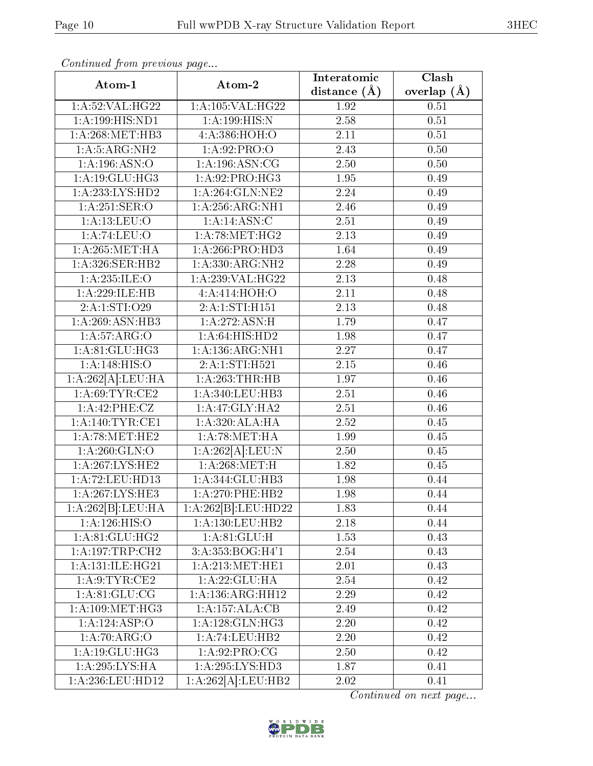*Continued from previous page...*

| Atom-1 | Atom-2 | Interatomic distance (Å) | Clash overlap (Å) |
| --- | --- | --- | --- |
| 1:A:52:VAL:HG22 | 1:A:105:VAL:HG22 | 1.92 | 0.51 |
| 1:A:199:HIS:ND1 | 1:A:199:HIS:N | 2.58 | 0.51 |
| 1:A:268:MET:HB3 | 4:A:386:HOH:O | 2.11 | 0.51 |
| 1:A:5:ARG:NH2 | 1:A:92:PRO:O | 2.43 | 0.50 |
| 1:A:196:ASN:O | 1:A:196:ASN:CG | 2.50 | 0.50 |
| 1:A:19:GLU:HG3 | 1:A:92:PRO:HG3 | 1.95 | 0.49 |
| 1:A:233:LYS:HD2 | 1:A:264:GLN:NE2 | 2.24 | 0.49 |
| 1:A:251:SER:O | 1:A:256:ARG:NH1 | 2.46 | 0.49 |
| 1:A:13:LEU:O | 1:A:14:ASN:C | 2.51 | 0.49 |
| 1:A:74:LEU:O | 1:A:78:MET:HG2 | 2.13 | 0.49 |
| 1:A:265:MET:HA | 1:A:266:PRO:HD3 | 1.64 | 0.49 |
| 1:A:326:SER:HB2 | 1:A:330:ARG:NH2 | 2.28 | 0.49 |
| 1:A:235:ILE:O | 1:A:239:VAL:HG22 | 2.13 | 0.48 |
| 1:A:229:ILE:HB | 4:A:414:HOH:O | 2.11 | 0.48 |
| 2:A:1:STI:O29 | 2:A:1:STI:H151 | 2.13 | 0.48 |
| 1:A:269:ASN:HB3 | 1:A:272:ASN:H | 1.79 | 0.47 |
| 1:A:57:ARG:O | 1:A:64:HIS:HD2 | 1.98 | 0.47 |
| 1:A:81:GLU:HG3 | 1:A:136:ARG:NH1 | 2.27 | 0.47 |
| 1:A:148:HIS:O | 2:A:1:STI:H521 | 2.15 | 0.46 |
| 1:A:262[A]:LEU:HA | 1:A:263:THR:HB | 1.97 | 0.46 |
| 1:A:69:TYR:CE2 | 1:A:340:LEU:HB3 | 2.51 | 0.46 |
| 1:A:42:PHE:CZ | 1:A:47:GLY:HA2 | 2.51 | 0.46 |
| 1:A:140:TYR:CE1 | 1:A:320:ALA:HA | 2.52 | 0.45 |
| 1:A:78:MET:HE2 | 1:A:78:MET:HA | 1.99 | 0.45 |
| 1:A:260:GLN:O | 1:A:262[A]:LEU:N | 2.50 | 0.45 |
| 1:A:267:LYS:HE2 | 1:A:268:MET:H | 1.82 | 0.45 |
| 1:A:72:LEU:HD13 | 1:A:344:GLU:HB3 | 1.98 | 0.44 |
| 1:A:267:LYS:HE3 | 1:A:270:PHE:HB2 | 1.98 | 0.44 |
| 1:A:262[B]:LEU:HA | 1:A:262[B]:LEU:HD22 | 1.83 | 0.44 |
| 1:A:126:HIS:O | 1:A:130:LEU:HB2 | 2.18 | 0.44 |
| 1:A:81:GLU:HG2 | 1:A:81:GLU:H | 1.53 | 0.43 |
| 1:A:197:TRP:CH2 | 3:A:353:BOG:H4'1 | 2.54 | 0.43 |
| 1:A:131:ILE:HG21 | 1:A:213:MET:HE1 | 2.01 | 0.43 |
| 1:A:9:TYR:CE2 | 1:A:22:GLU:HA | 2.54 | 0.42 |
| 1:A:81:GLU:CG | 1:A:136:ARG:HH12 | 2.29 | 0.42 |
| 1:A:109:MET:HG3 | 1:A:157:ALA:CB | 2.49 | 0.42 |
| 1:A:124:ASP:O | 1:A:128:GLN:HG3 | 2.20 | 0.42 |
| 1:A:70:ARG:O | 1:A:74:LEU:HB2 | 2.20 | 0.42 |
| 1:A:19:GLU:HG3 | 1:A:92:PRO:CG | 2.50 | 0.42 |
| 1:A:295:LYS:HA | 1:A:295:LYS:HD3 | 1.87 | 0.41 |
| 1:A:236:LEU:HD12 | 1:A:262[A]:LEU:HB2 | 2.02 | 0.41 |

*Continued on next page...*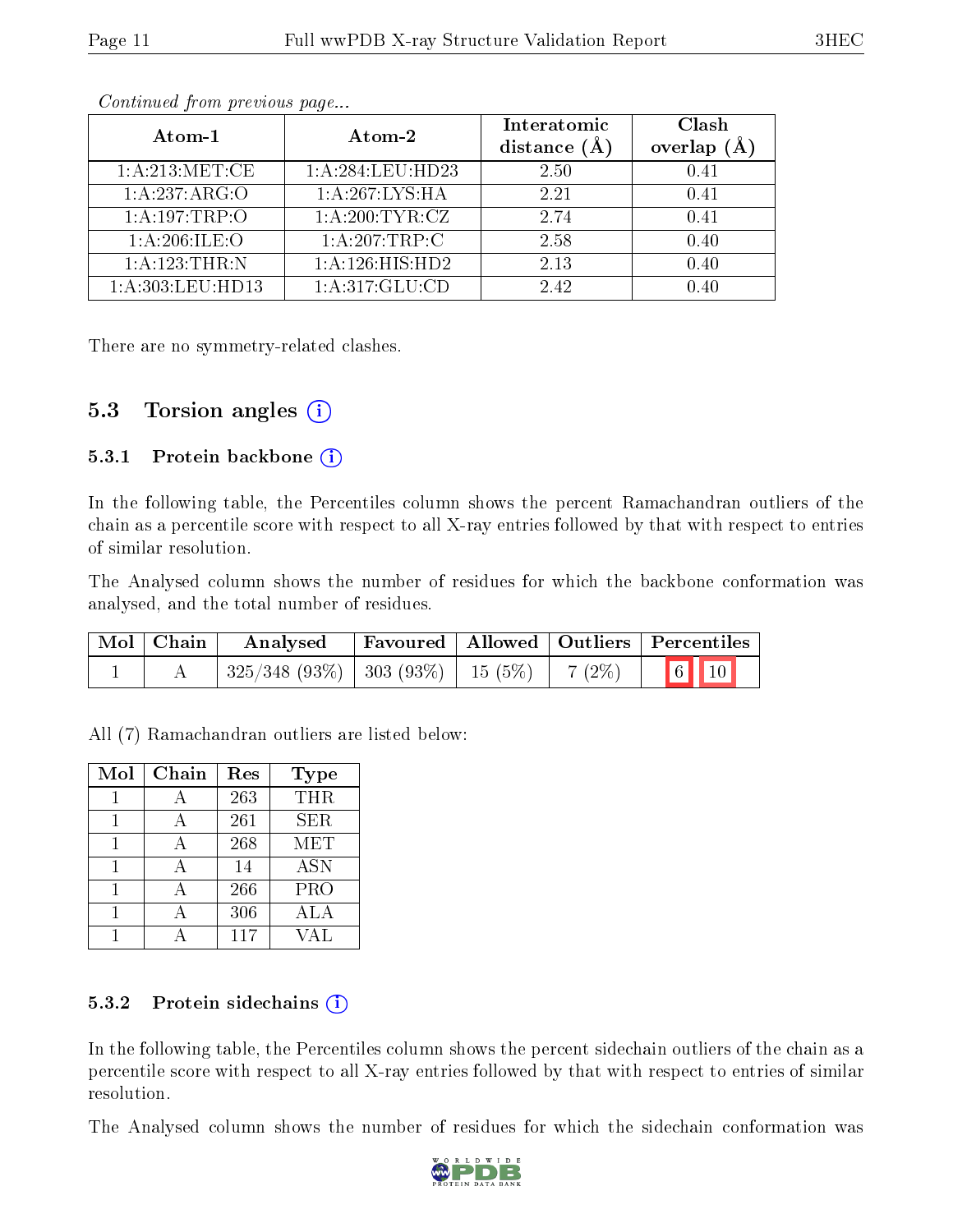*Continued from previous page...*

| Atom-1 | Atom-2 | Interatomic distance (Å) | Clash overlap (Å) |
|---|---|---|---|
| 1:A:213:MET:CE | 1:A:284:LEU:HD23 | 2.50 | 0.41 |
| 1:A:237:ARG:O | 1:A:267:LYS:HA | 2.21 | 0.41 |
| 1:A:197:TRP:O | 1:A:200:TYR:CZ | 2.74 | 0.41 |
| 1:A:206:ILE:O | 1:A:207:TRP:C | 2.58 | 0.40 |
| 1:A:123:THR:N | 1:A:126:HIS:HD2 | 2.13 | 0.40 |
| 1:A:303:LEU:HD13 | 1:A:317:GLU:CD | 2.42 | 0.40 |

There are no symmetry-related clashes.

## 5.3 Torsion angles

### 5.3.1 Protein backbone

In the following table, the Percentiles column shows the percent Ramachandran outliers of the chain as a percentile score with respect to all X-ray entries followed by that with respect to entries of similar resolution.

The Analysed column shows the number of residues for which the backbone conformation was analysed, and the total number of residues.

| Mol | Chain | Analysed | Favoured | Allowed | Outliers | Percentiles |
|---|---|---|---|---|---|---|
| 1 | A | 325/348 (93%) | 303 (93%) | 15 (5%) | 7 (2%) | 6 10 |

All (7) Ramachandran outliers are listed below:

| Mol | Chain | Res | Type |
|---|---|---|---|
| 1 | A | 263 | THR |
| 1 | A | 261 | SER |
| 1 | A | 268 | MET |
| 1 | A | 14 | ASN |
| 1 | A | 266 | PRO |
| 1 | A | 306 | ALA |
| 1 | A | 117 | VAL |

### 5.3.2 Protein sidechains

In the following table, the Percentiles column shows the percent sidechain outliers of the chain as a percentile score with respect to all X-ray entries followed by that with respect to entries of similar resolution.

The Analysed column shows the number of residues for which the sidechain conformation was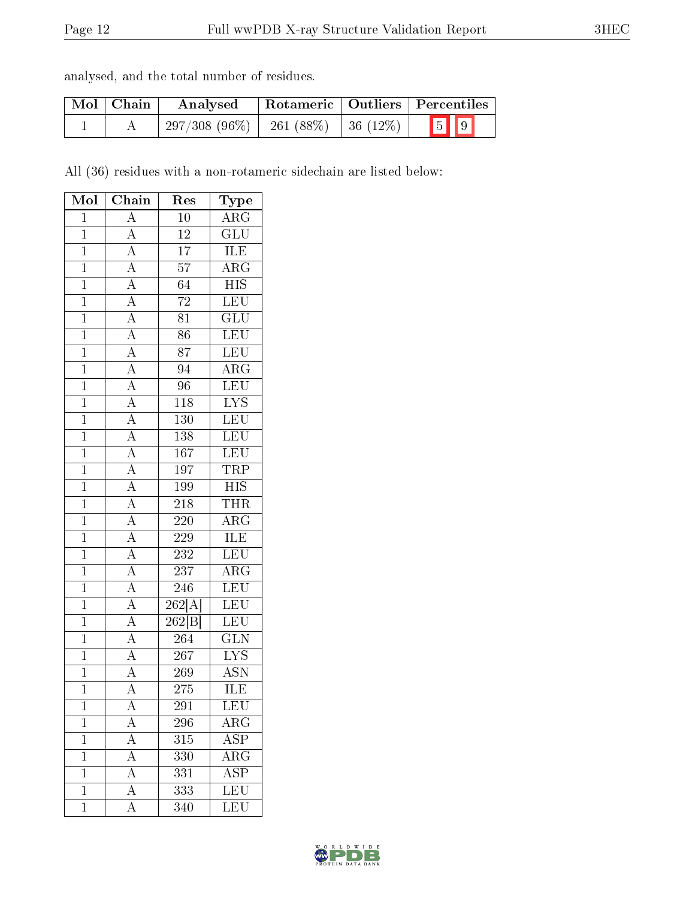analysed, and the total number of residues.

| Mol | Chain | Analysed | Rotameric | Outliers | Percentiles |
|---|---|---|---|---|---|
| 1 | A | 297/308 (96%) | 261 (88%) | 36 (12%) | 5 9 |

All (36) residues with a non-rotameric sidechain are listed below:

| Mol | Chain | Res | Type |
|---|---|---|---|
| 1 | A | 10 | ARG |
| 1 | A | 12 | GLU |
| 1 | A | 17 | ILE |
| 1 | A | 57 | ARG |
| 1 | A | 64 | HIS |
| 1 | A | 72 | LEU |
| 1 | A | 81 | GLU |
| 1 | A | 86 | LEU |
| 1 | A | 87 | LEU |
| 1 | A | 94 | ARG |
| 1 | A | 96 | LEU |
| 1 | A | 118 | LYS |
| 1 | A | 130 | LEU |
| 1 | A | 138 | LEU |
| 1 | A | 167 | LEU |
| 1 | A | 197 | TRP |
| 1 | A | 199 | HIS |
| 1 | A | 218 | THR |
| 1 | A | 220 | ARG |
| 1 | A | 229 | ILE |
| 1 | A | 232 | LEU |
| 1 | A | 237 | ARG |
| 1 | A | 246 | LEU |
| 1 | A | 262[A] | LEU |
| 1 | A | 262[B] | LEU |
| 1 | A | 264 | GLN |
| 1 | A | 267 | LYS |
| 1 | A | 269 | ASN |
| 1 | A | 275 | ILE |
| 1 | A | 291 | LEU |
| 1 | A | 296 | ARG |
| 1 | A | 315 | ASP |
| 1 | A | 330 | ARG |
| 1 | A | 331 | ASP |
| 1 | A | 333 | LEU |
| 1 | A | 340 | LEU |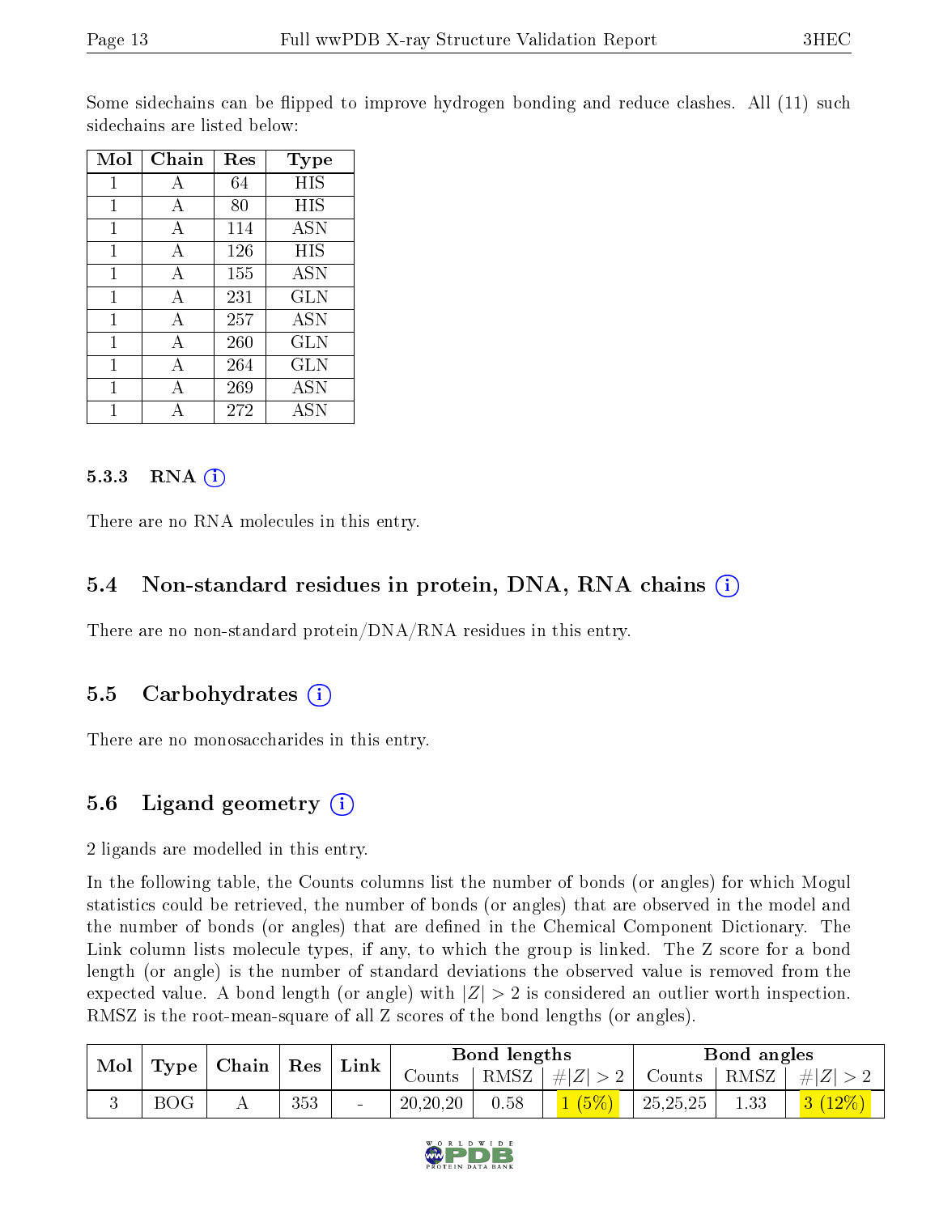Some sidechains can be flipped to improve hydrogen bonding and reduce clashes. All (11) such sidechains are listed below:

| Mol | Chain | Res | Type |
|---|---|---|---|
| 1 | A | 64 | HIS |
| 1 | A | 80 | HIS |
| 1 | A | 114 | ASN |
| 1 | A | 126 | HIS |
| 1 | A | 155 | ASN |
| 1 | A | 231 | GLN |
| 1 | A | 257 | ASN |
| 1 | A | 260 | GLN |
| 1 | A | 264 | GLN |
| 1 | A | 269 | ASN |
| 1 | A | 272 | ASN |

### 5.3.3 RNA (i)

There are no RNA molecules in this entry.

## 5.4 Non-standard residues in protein, DNA, RNA chains (i)

There are no non-standard protein/DNA/RNA residues in this entry.

## 5.5 Carbohydrates (i)

There are no monosaccharides in this entry.

## 5.6 Ligand geometry (i)

2 ligands are modelled in this entry.

In the following table, the Counts columns list the number of bonds (or angles) for which Mogul statistics could be retrieved, the number of bonds (or angles) that are observed in the model and the number of bonds (or angles) that are defined in the Chemical Component Dictionary. The Link column lists molecule types, if any, to which the group is linked. The Z score for a bond length (or angle) is the number of standard deviations the observed value is removed from the expected value. A bond length (or angle) with $|Z| > 2$ is considered an outlier worth inspection. RMSZ is the root-mean-square of all Z scores of the bond lengths (or angles).

| Mol | Type | Chain | Res | Link | Bond lengths | | | Bond angles | | |
|---|---|---|---|---|---|---|---|---|---|---|
| | | | | | Counts | RMSZ | $\#\|Z\| > 2$ | Counts | RMSZ | $\#\|Z\| > 2$ |
| 3 | BOG | A | 353 | - | 20,20,20 | 0.58 | 1 (5%) | 25,25,25 | 1.33 | 3 (12%) |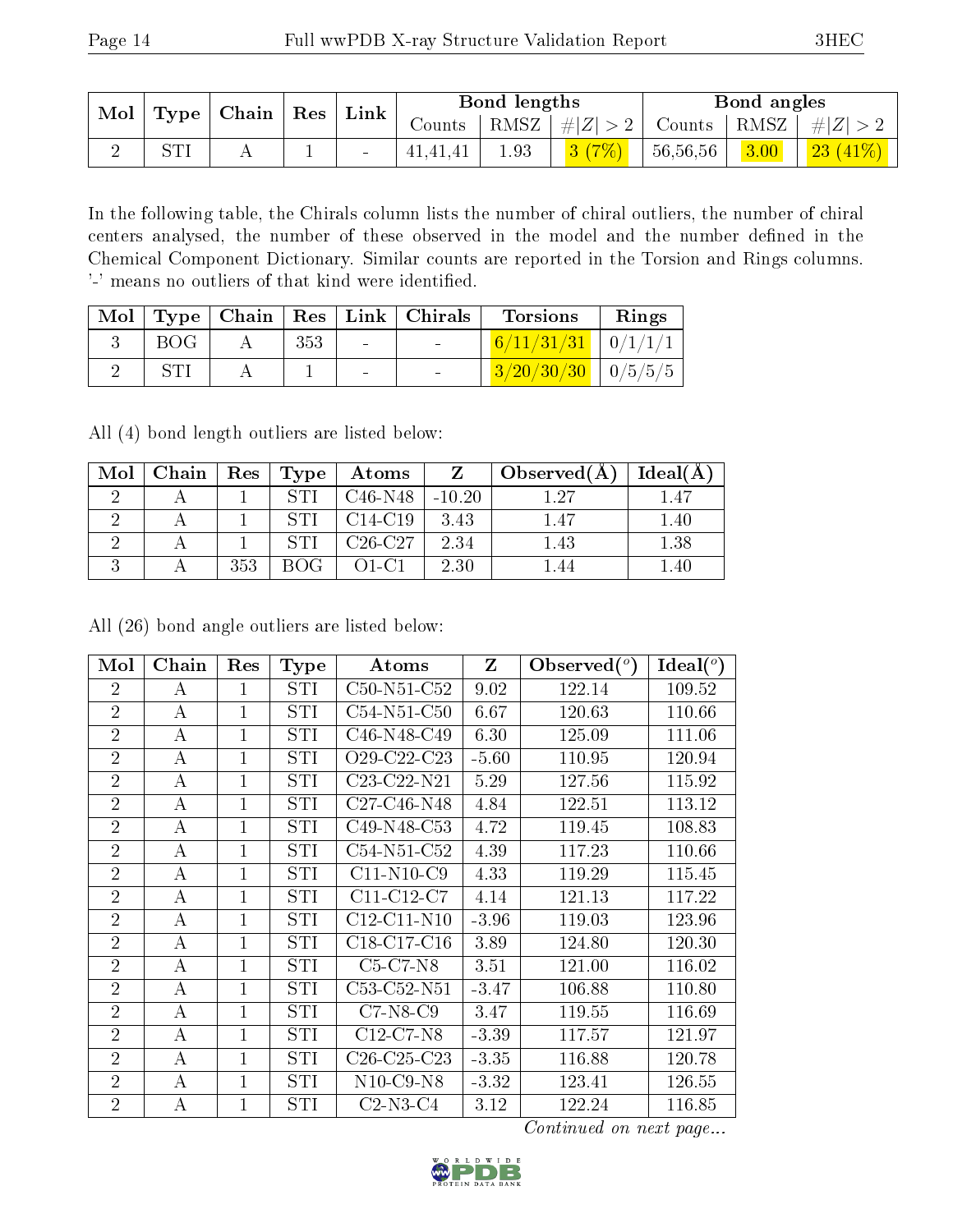| Mol | Type | Chain | Res | Link | Bond lengths | | | Bond angles | | |
|---|---|---|---|---|---|---|---|---|---|---|
| | | | | | Counts | RMSZ | #\|Z\| > 2 | Counts | RMSZ | #\|Z\| > 2 |
| 2 | STI | A | 1 | - | 41,41,41 | 1.93 | 3 (7%) | 56,56,56 | 3.00 | 23 (41%) |

In the following table, the Chirals column lists the number of chiral outliers, the number of chiral centers analysed, the number of these observed in the model and the number defined in the Chemical Component Dictionary. Similar counts are reported in the Torsion and Rings columns. '-' means no outliers of that kind were identified.

| Mol | Type | Chain | Res | Link | Chirals | Torsions | Rings |
|---|---|---|---|---|---|---|---|
| 3 | BOG | A | 353 | - | - | 6/11/31/31 | 0/1/1/1 |
| 2 | STI | A | 1 | - | - | 3/20/30/30 | 0/5/5/5 |

All (4) bond length outliers are listed below:

| Mol | Chain | Res | Type | Atoms | Z | Observed(Å) | Ideal(Å) |
|---|---|---|---|---|---|---|---|
| 2 | A | 1 | STI | C46-N48 | -10.20 | 1.27 | 1.47 |
| 2 | A | 1 | STI | C14-C19 | 3.43 | 1.47 | 1.40 |
| 2 | A | 1 | STI | C26-C27 | 2.34 | 1.43 | 1.38 |
| 3 | A | 353 | BOG | O1-C1 | 2.30 | 1.44 | 1.40 |

All (26) bond angle outliers are listed below:

| Mol | Chain | Res | Type | Atoms | Z | Observed(°) | Ideal(°) |
|---|---|---|---|---|---|---|---|
| 2 | A | 1 | STI | C50-N51-C52 | 9.02 | 122.14 | 109.52 |
| 2 | A | 1 | STI | C54-N51-C50 | 6.67 | 120.63 | 110.66 |
| 2 | A | 1 | STI | C46-N48-C49 | 6.30 | 125.09 | 111.06 |
| 2 | A | 1 | STI | O29-C22-C23 | -5.60 | 110.95 | 120.94 |
| 2 | A | 1 | STI | C23-C22-N21 | 5.29 | 127.56 | 115.92 |
| 2 | A | 1 | STI | C27-C46-N48 | 4.84 | 122.51 | 113.12 |
| 2 | A | 1 | STI | C49-N48-C53 | 4.72 | 119.45 | 108.83 |
| 2 | A | 1 | STI | C54-N51-C52 | 4.39 | 117.23 | 110.66 |
| 2 | A | 1 | STI | C11-N10-C9 | 4.33 | 119.29 | 115.45 |
| 2 | A | 1 | STI | C11-C12-C7 | 4.14 | 121.13 | 117.22 |
| 2 | A | 1 | STI | C12-C11-N10 | -3.96 | 119.03 | 123.96 |
| 2 | A | 1 | STI | C18-C17-C16 | 3.89 | 124.80 | 120.30 |
| 2 | A | 1 | STI | C5-C7-N8 | 3.51 | 121.00 | 116.02 |
| 2 | A | 1 | STI | C53-C52-N51 | -3.47 | 106.88 | 110.80 |
| 2 | A | 1 | STI | C7-N8-C9 | 3.47 | 119.55 | 116.69 |
| 2 | A | 1 | STI | C12-C7-N8 | -3.39 | 117.57 | 121.97 |
| 2 | A | 1 | STI | C26-C25-C23 | -3.35 | 116.88 | 120.78 |
| 2 | A | 1 | STI | N10-C9-N8 | -3.32 | 123.41 | 126.55 |
| 2 | A | 1 | STI | C2-N3-C4 | 3.12 | 122.24 | 116.85 |

*Continued on next page...*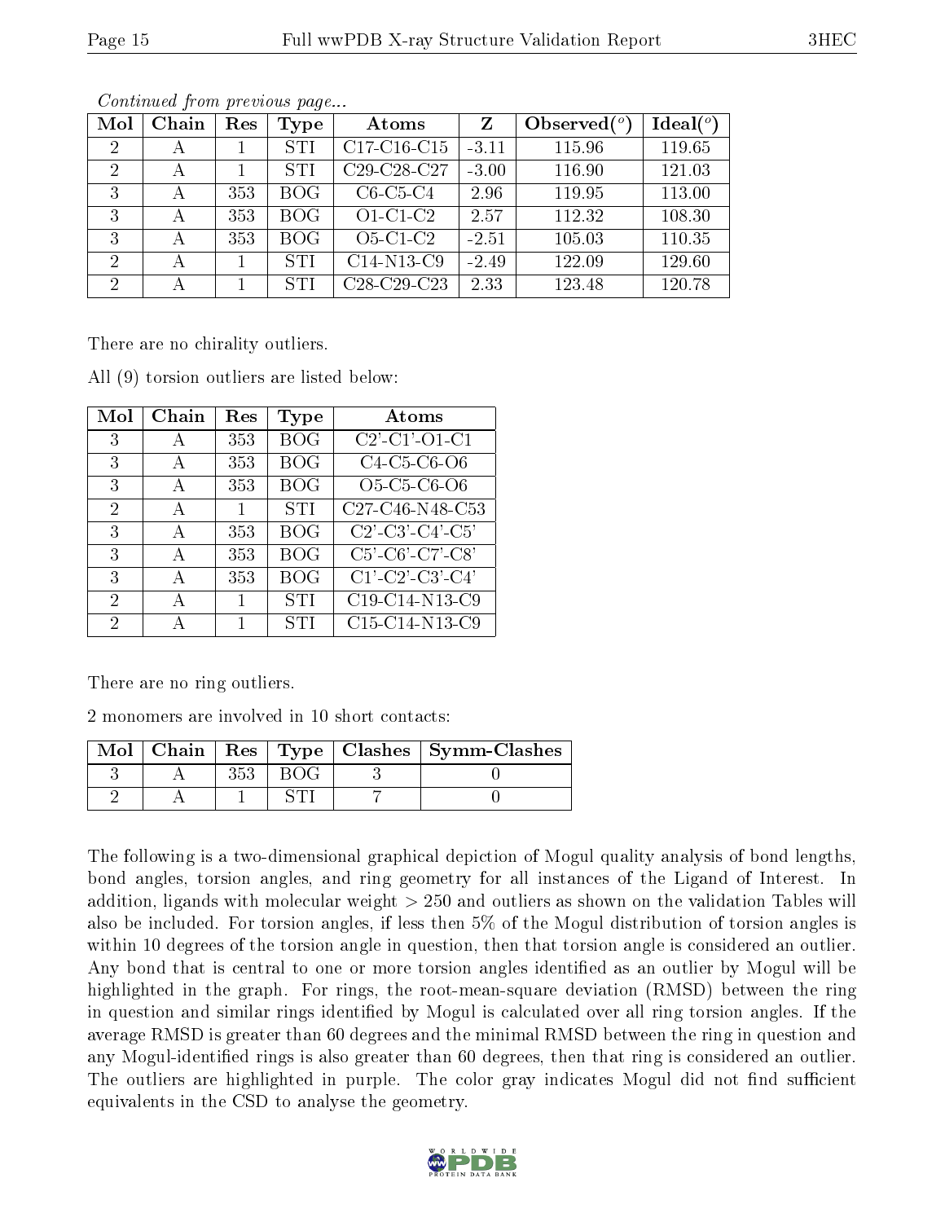*Continued from previous page...*

| Mol | Chain | Res | Type | Atoms | Z | Observed(°) | Ideal(°) |
|---|---|---|---|---|---|---|---|
| 2 | A | 1 | STI | C17-C16-C15 | -3.11 | 115.96 | 119.65 |
| 2 | A | 1 | STI | C29-C28-C27 | -3.00 | 116.90 | 121.03 |
| 3 | A | 353 | BOG | C6-C5-C4 | 2.96 | 119.95 | 113.00 |
| 3 | A | 353 | BOG | O1-C1-C2 | 2.57 | 112.32 | 108.30 |
| 3 | A | 353 | BOG | O5-C1-C2 | -2.51 | 105.03 | 110.35 |
| 2 | A | 1 | STI | C14-N13-C9 | -2.49 | 122.09 | 129.60 |
| 2 | A | 1 | STI | C28-C29-C23 | 2.33 | 123.48 | 120.78 |

There are no chirality outliers.

All (9) torsion outliers are listed below:

| Mol | Chain | Res | Type | Atoms |
|---|---|---|---|---|
| 3 | A | 353 | BOG | C2'-C1'-O1-C1 |
| 3 | A | 353 | BOG | C4-C5-C6-O6 |
| 3 | A | 353 | BOG | O5-C5-C6-O6 |
| 2 | A | 1 | STI | C27-C46-N48-C53 |
| 3 | A | 353 | BOG | C2'-C3'-C4'-C5' |
| 3 | A | 353 | BOG | C5'-C6'-C7'-C8' |
| 3 | A | 353 | BOG | C1'-C2'-C3'-C4' |
| 2 | A | 1 | STI | C19-C14-N13-C9 |
| 2 | A | 1 | STI | C15-C14-N13-C9 |

There are no ring outliers.

2 monomers are involved in 10 short contacts:

| Mol | Chain | Res | Type | Clashes | Symm-Clashes |
|---|---|---|---|---|---|
| 3 | A | 353 | BOG | 3 | 0 |
| 2 | A | 1 | STI | 7 | 0 |

The following is a two-dimensional graphical depiction of Mogul quality analysis of bond lengths, bond angles, torsion angles, and ring geometry for all instances of the Ligand of Interest. In addition, ligands with molecular weight > 250 and outliers as shown on the validation Tables will also be included. For torsion angles, if less then 5% of the Mogul distribution of torsion angles is within 10 degrees of the torsion angle in question, then that torsion angle is considered an outlier. Any bond that is central to one or more torsion angles identified as an outlier by Mogul will be highlighted in the graph. For rings, the root-mean-square deviation (RMSD) between the ring in question and similar rings identified by Mogul is calculated over all ring torsion angles. If the average RMSD is greater than 60 degrees and the minimal RMSD between the ring in question and any Mogul-identified rings is also greater than 60 degrees, then that ring is considered an outlier. The outliers are highlighted in purple. The color gray indicates Mogul did not find sufficient equivalents in the CSD to analyse the geometry.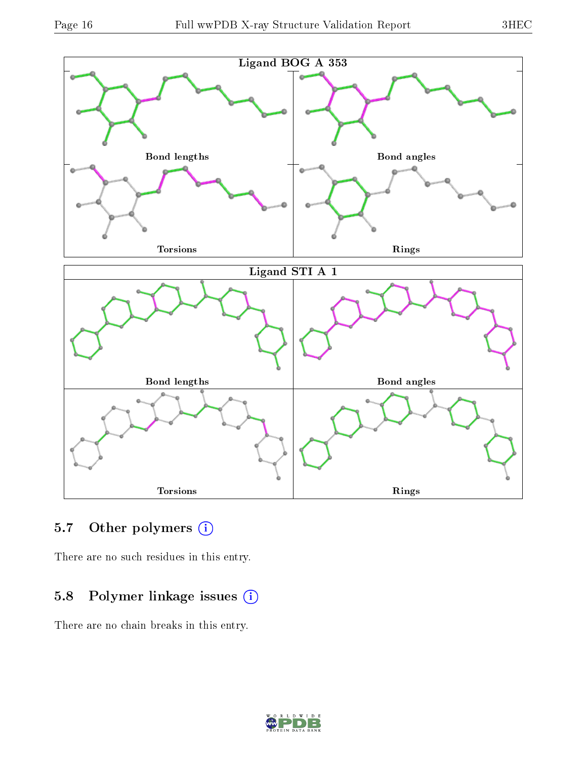Ligand BOG A 353

Bond lengths | Bond angles | Torsions | Rings

Ligand STI A 1

Bond lengths | Bond angles | Torsions | Rings

## 5.7 Other polymers

There are no such residues in this entry.

## 5.8 Polymer linkage issues

There are no chain breaks in this entry.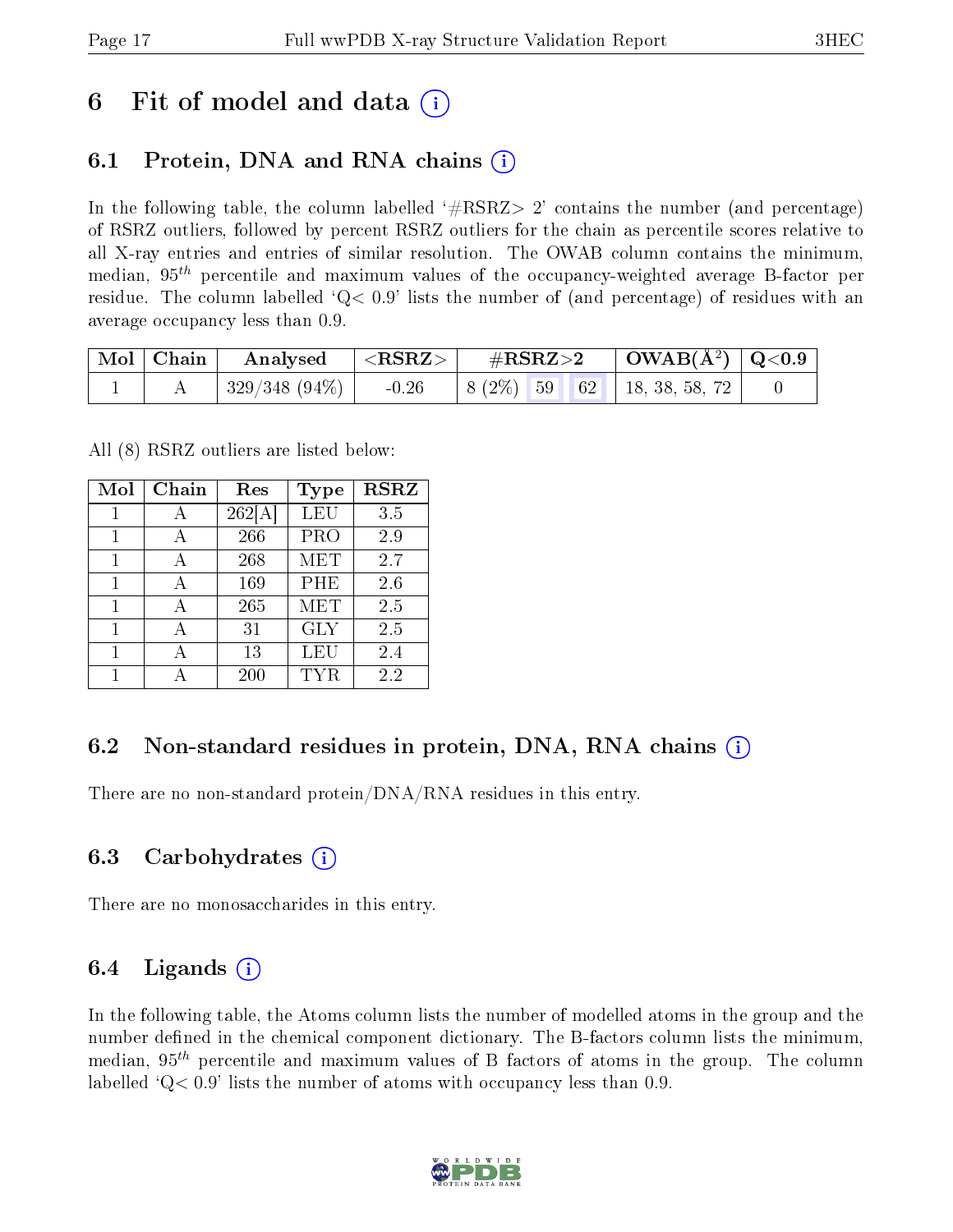# 6 Fit of model and data (i)

## 6.1 Protein, DNA and RNA chains (i)

In the following table, the column labelled '#RSRZ> 2' contains the number (and percentage) of RSRZ outliers, followed by percent RSRZ outliers for the chain as percentile scores relative to all X-ray entries and entries of similar resolution. The OWAB column contains the minimum, median, $95^{th}$ percentile and maximum values of the occupancy-weighted average B-factor per residue. The column labelled 'Q< 0.9' lists the number of (and percentage) of residues with an average occupancy less than 0.9.

| Mol | Chain | Analysed | <RSRZ> | #RSRZ>2 | | | OWAB(Å$^2$) | Q<0.9 |
|---|---|---|---|---|---|---|---|---|
| 1 | A | 329/348 (94%) | -0.26 | 8 (2%) | 59 | 62 | 18, 38, 58, 72 | 0 |

All (8) RSRZ outliers are listed below:

| Mol | Chain | Res | Type | RSRZ |
|---|---|---|---|---|
| 1 | A | 262[A] | LEU | 3.5 |
| 1 | A | 266 | PRO | 2.9 |
| 1 | A | 268 | MET | 2.7 |
| 1 | A | 169 | PHE | 2.6 |
| 1 | A | 265 | MET | 2.5 |
| 1 | A | 31 | GLY | 2.5 |
| 1 | A | 13 | LEU | 2.4 |
| 1 | A | 200 | TYR | 2.2 |

## 6.2 Non-standard residues in protein, DNA, RNA chains (i)

There are no non-standard protein/DNA/RNA residues in this entry.

## 6.3 Carbohydrates (i)

There are no monosaccharides in this entry.

## 6.4 Ligands (i)

In the following table, the Atoms column lists the number of modelled atoms in the group and the number defined in the chemical component dictionary. The B-factors column lists the minimum, median, $95^{th}$ percentile and maximum values of B factors of atoms in the group. The column labelled 'Q< 0.9' lists the number of atoms with occupancy less than 0.9.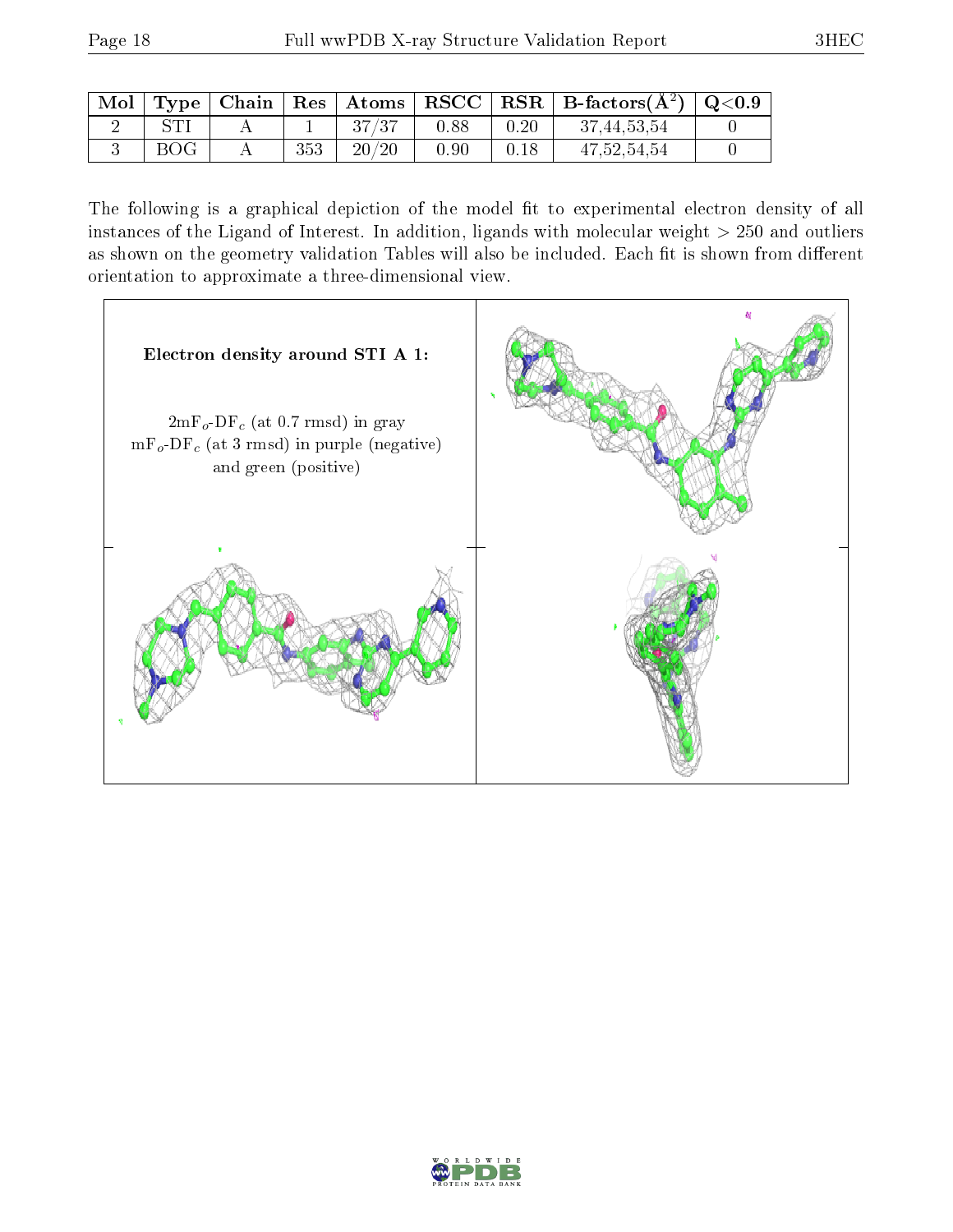| Mol | Type | Chain | Res | Atoms | RSCC | RSR | B-factors($Å^2$) | Q<0.9 |
|---|---|---|---|---|---|---|---|---|
| 2 | STI | A | 1 | 37/37 | 0.88 | 0.20 | 37,44,53,54 | 0 |
| 3 | BOG | A | 353 | 20/20 | 0.90 | 0.18 | 47,52,54,54 | 0 |

The following is a graphical depiction of the model fit to experimental electron density of all instances of the Ligand of Interest. In addition, ligands with molecular weight > 250 and outliers as shown on the geometry validation Tables will also be included. Each fit is shown from different orientation to approximate a three-dimensional view.

**Electron density around STI A 1:**

$2mF_o$-$DF_c$ (at 0.7 rmsd) in gray
$mF_o$-$DF_c$ (at 3 rmsd) in purple (negative) and green (positive)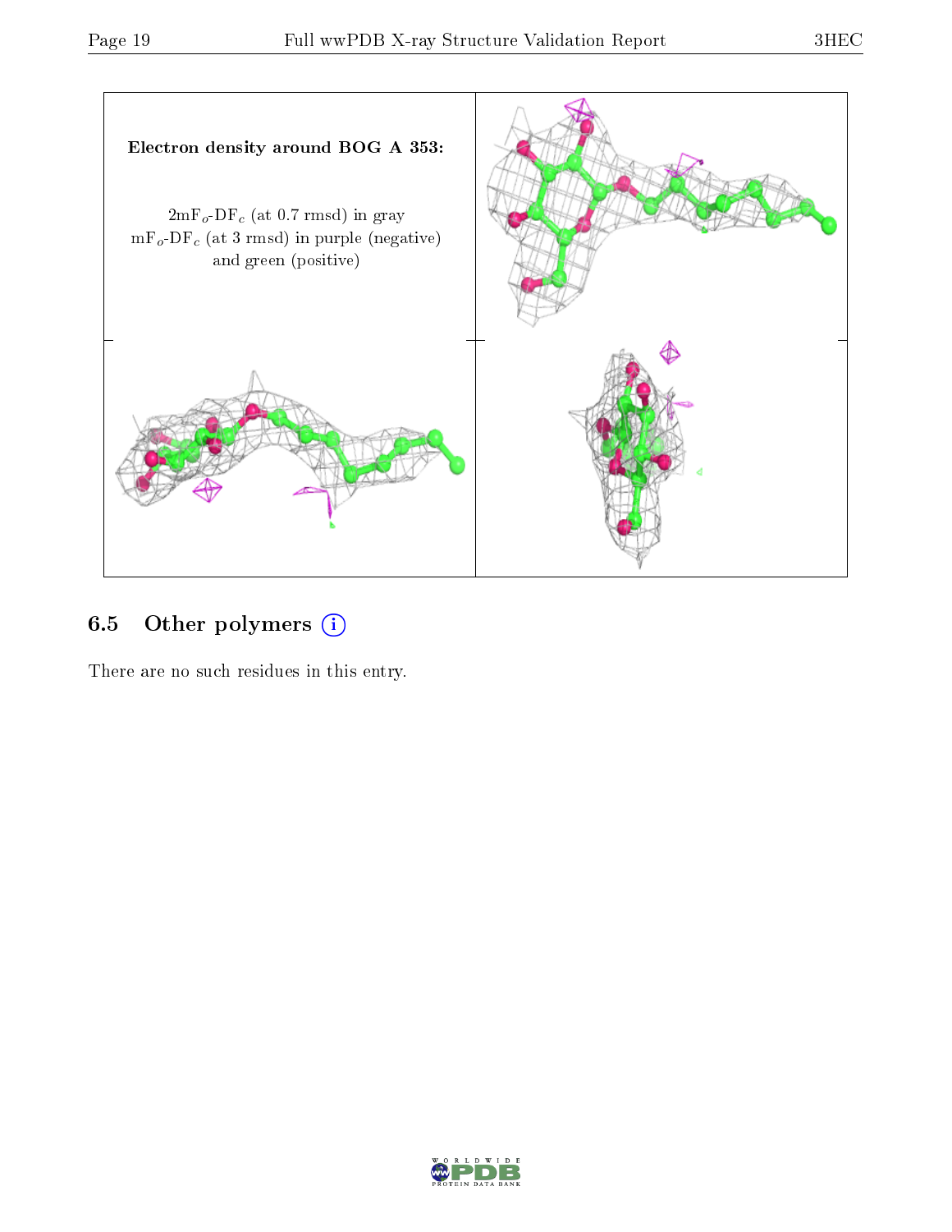**Electron density around BOG A 353:**

$2mF_o$-$DF_c$ (at 0.7 rmsd) in gray
$mF_o$-$DF_c$ (at 3 rmsd) in purple (negative) and green (positive)

### 6.5 Other polymers

There are no such residues in this entry.